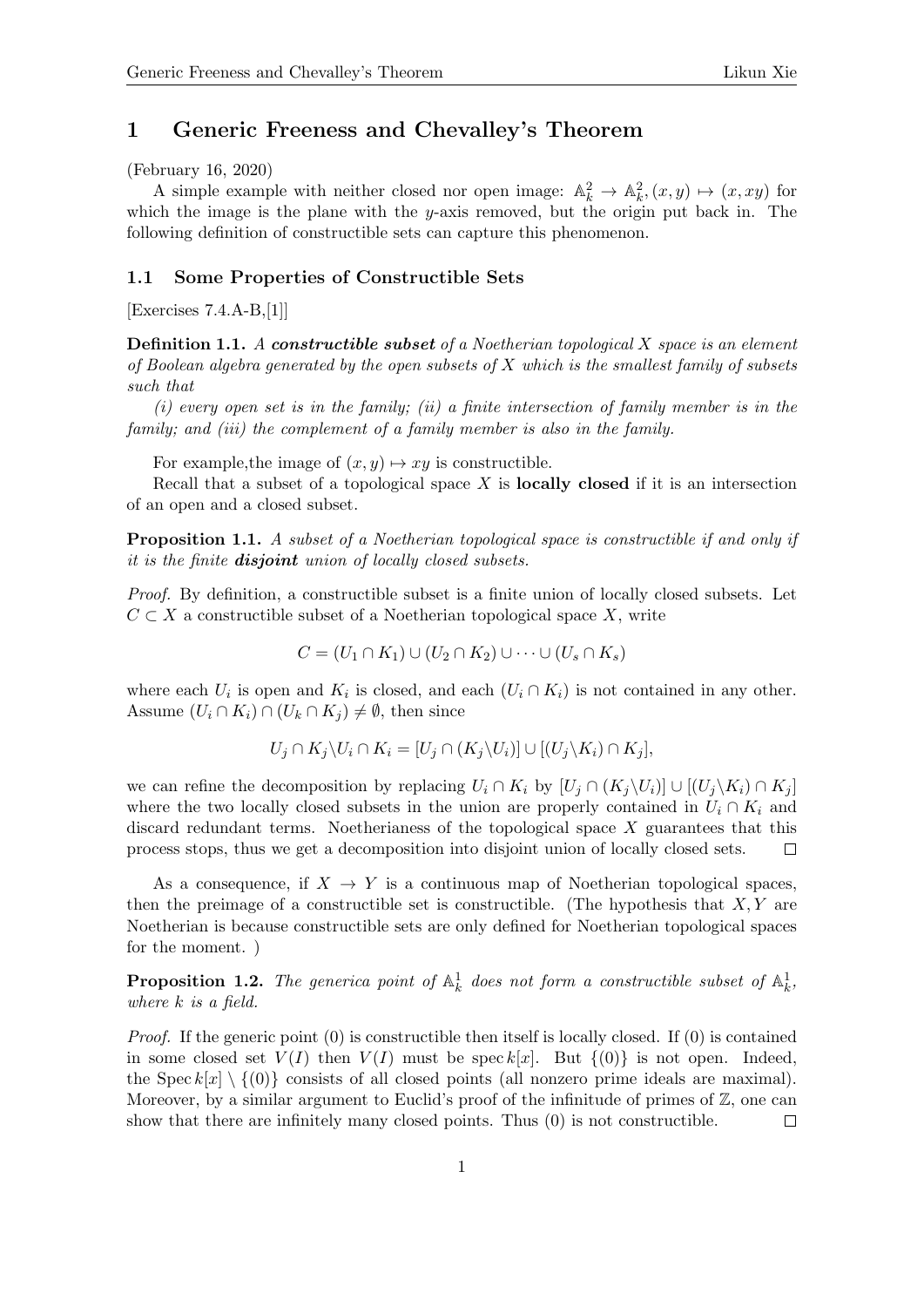# 1 Generic Freeness and Chevalley's Theorem

(February 16, 2020)

A simple example with neither closed nor open image: $\mathbb{A}_k^2 \to \mathbb{A}_k^2, (x, y) \mapsto (x, xy)$ for which the image is the plane with the $y$-axis removed, but the origin put back in. The following definition of constructible sets can capture this phenomenon.

## 1.1 Some Properties of Constructible Sets

[Exercises 7.4.A-B,[1]]

**Definition 1.1.** *A* ***constructible subset*** *of a Noetherian topological $X$ space is an element of Boolean algebra generated by the open subsets of $X$ which is the smallest family of subsets such that*

*(i) every open set is in the family; (ii) a finite intersection of family member is in the family; and (iii) the complement of a family member is also in the family.*

For example,the image of $(x, y) \mapsto xy$ is constructible.

Recall that a subset of a topological space $X$ is **locally closed** if it is an intersection of an open and a closed subset.

**Proposition 1.1.** *A subset of a Noetherian topological space is constructible if and only if it is the finite* ***disjoint*** *union of locally closed subsets.*

*Proof.* By definition, a constructible subset is a finite union of locally closed subsets. Let $C \subset X$ a constructible subset of a Noetherian topological space $X$, write

$$C = (U_1 \cap K_1) \cup (U_2 \cap K_2) \cup \cdots \cup (U_s \cap K_s)$$

where each $U_i$ is open and $K_i$ is closed, and each $(U_i \cap K_i)$ is not contained in any other. Assume $(U_i \cap K_i) \cap (U_k \cap K_j) \neq \emptyset$, then since

$$U_j \cap K_j \backslash U_i \cap K_i = [U_j \cap (K_j \backslash U_i)] \cup [(U_j \backslash K_i) \cap K_j],$$

we can refine the decomposition by replacing $U_i \cap K_i$ by $[U_j \cap (K_j \backslash U_i)] \cup [(U_j \backslash K_i) \cap K_j]$ where the two locally closed subsets in the union are properly contained in $U_i \cap K_i$ and discard redundant terms. Noetherianess of the topological space $X$ guarantees that this process stops, thus we get a decomposition into disjoint union of locally closed sets. $\square$

As a consequence, if $X \to Y$ is a continuous map of Noetherian topological spaces, then the preimage of a constructible set is constructible. (The hypothesis that $X, Y$ are Noetherian is because constructible sets are only defined for Noetherian topological spaces for the moment. )

**Proposition 1.2.** *The generica point of $\mathbb{A}_k^1$ does not form a constructible subset of $\mathbb{A}_k^1$, where $k$ is a field.*

*Proof.* If the generic point $(0)$ is constructible then itself is locally closed. If $(0)$ is contained in some closed set $V(I)$ then $V(I)$ must be $\operatorname{spec} k[x]$. But $\{(0)\}$ is not open. Indeed, the $\operatorname{Spec} k[x] \setminus \{(0)\}$ consists of all closed points (all nonzero prime ideals are maximal). Moreover, by a similar argument to Euclid's proof of the infinitude of primes of $\mathbb{Z}$, one can show that there are infinitely many closed points. Thus $(0)$ is not constructible. $\square$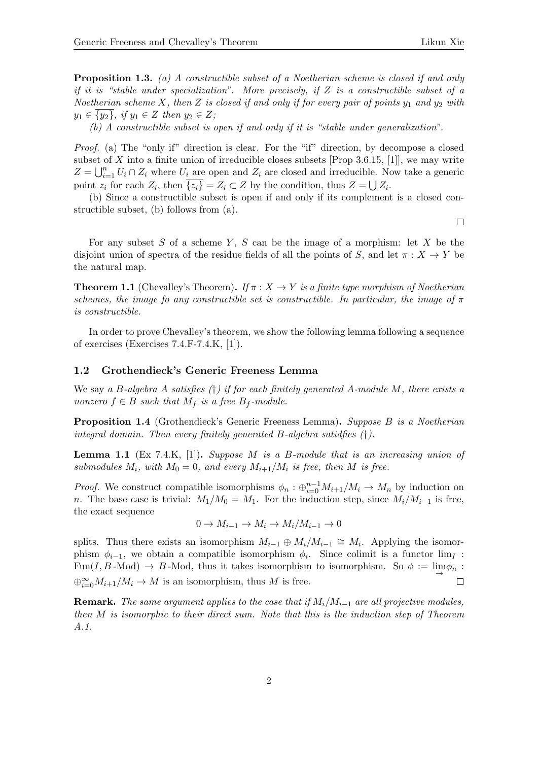**Proposition 1.3.** *(a) A constructible subset of a Noetherian scheme is closed if and only if it is "stable under specialization". More precisely, if $Z$ is a constructible subset of a Noetherian scheme $X$, then $Z$ is closed if and only if for every pair of points $y_1$ and $y_2$ with $y_1 \in \overline{\{y_2\}}$, if $y_1 \in Z$ then $y_2 \in Z$;*

*(b) A constructible subset is open if and only if it is "stable under generalization".*

*Proof.* (a) The "only if" direction is clear. For the "if" direction, by decompose a closed subset of $X$ into a finite union of irreducible closes subsets [Prop 3.6.15, [1]], we may write $Z = \bigcup_{i=1}^{n} U_i \cap Z_i$ where $U_i$ are open and $Z_i$ are closed and irreducible. Now take a generic point $z_i$ for each $Z_i$, then $\overline{\{z_i\}} = Z_i \subset Z$ by the condition, thus $Z = \bigcup Z_i$.

(b) Since a constructible subset is open if and only if its complement is a closed constructible subset, (b) follows from (a). □

For any subset $S$ of a scheme $Y$, $S$ can be the image of a morphism: let $X$ be the disjoint union of spectra of the residue fields of all the points of $S$, and let $\pi : X \to Y$ be the natural map.

**Theorem 1.1** (Chevalley's Theorem). *If $\pi : X \to Y$ is a finite type morphism of Noetherian schemes, the image fo any constructible set is constructible. In particular, the image of $\pi$ is constructible.*

In order to prove Chevalley's theorem, we show the following lemma following a sequence of exercises (Exercises 7.4.F-7.4.K, [1]).

### 1.2 Grothendieck's Generic Freeness Lemma

We say *a $B$-algebra $A$ satisfies (†) if for each finitely generated $A$-module $M$, there exists a nonzero $f \in B$ such that $M_f$ is a free $B_f$-module.*

**Proposition 1.4** (Grothendieck's Generic Freeness Lemma). *Suppose $B$ is a Noetherian integral domain. Then every finitely generated $B$-algebra satidfies (†).*

**Lemma 1.1** (Ex 7.4.K, [1]). *Suppose $M$ is a $B$-module that is an increasing union of submodules $M_i$, with $M_0 = 0$, and every $M_{i+1}/M_i$ is free, then $M$ is free.*

*Proof.* We construct compatible isomorphisms $\phi_n : \oplus_{i=0}^{n-1} M_{i+1}/M_i \to M_n$ by induction on $n$. The base case is trivial: $M_1/M_0 = M_1$. For the induction step, since $M_i/M_{i-1}$ is free, the exact sequence

$$0 \to M_{i-1} \to M_i \to M_i/M_{i-1} \to 0$$

splits. Thus there exists an isomorphism $M_{i-1} \oplus M_i/M_{i-1} \cong M_i$. Applying the isomorphism $\phi_{i-1}$, we obtain a compatible isomorphism $\phi_i$. Since colimit is a functor $\lim_I$ : $\mathrm{Fun}(I, B\text{-Mod}) \to B\text{-Mod}$, thus it takes isomorphism to isomorphism. So $\phi := \varinjlim \phi_n$ : $\oplus_{i=0}^{\infty} M_{i+1}/M_i \to M$ is an isomorphism, thus $M$ is free. □

**Remark.** *The same argument applies to the case that if $M_i/M_{i-1}$ are all projective modules, then $M$ is isomorphic to their direct sum. Note that this is the induction step of Theorem A.1.*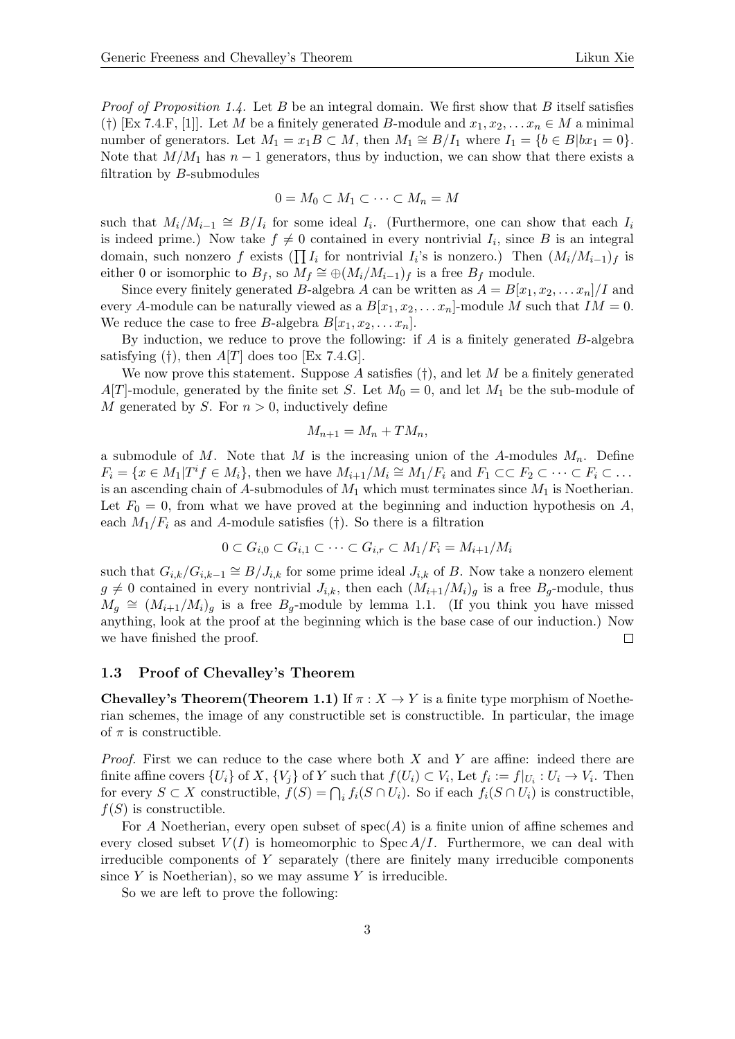*Proof of Proposition 1.4.* Let $B$ be an integral domain. We first show that $B$ itself satisfies (†) [Ex 7.4.F, [1]]. Let $M$ be a finitely generated $B$-module and $x_1, x_2, \ldots x_n \in M$ a minimal number of generators. Let $M_1 = x_1 B \subset M$, then $M_1 \cong B/I_1$ where $I_1 = \{b \in B | bx_1 = 0\}$. Note that $M/M_1$ has $n-1$ generators, thus by induction, we can show that there exists a filtration by $B$-submodules

$$0 = M_0 \subset M_1 \subset \cdots \subset M_n = M$$

such that $M_i/M_{i-1} \cong B/I_i$ for some ideal $I_i$. (Furthermore, one can show that each $I_i$ is indeed prime.) Now take $f \neq 0$ contained in every nontrivial $I_i$, since $B$ is an integral domain, such nonzero $f$ exists ($\prod I_i$ for nontrivial $I_i$'s is nonzero.) Then $(M_i/M_{i-1})_f$ is either 0 or isomorphic to $B_f$, so $M_f \cong \oplus (M_i/M_{i-1})_f$ is a free $B_f$ module.

Since every finitely generated $B$-algebra $A$ can be written as $A = B[x_1, x_2, \ldots x_n]/I$ and every $A$-module can be naturally viewed as a $B[x_1, x_2, \ldots x_n]$-module $M$ such that $IM = 0$. We reduce the case to free $B$-algebra $B[x_1, x_2, \ldots x_n]$.

By induction, we reduce to prove the following: if $A$ is a finitely generated $B$-algebra satisfying (†), then $A[T]$ does too [Ex 7.4.G].

We now prove this statement. Suppose $A$ satisfies (†), and let $M$ be a finitely generated $A[T]$-module, generated by the finite set $S$. Let $M_0 = 0$, and let $M_1$ be the sub-module of $M$ generated by $S$. For $n > 0$, inductively define

$$M_{n+1} = M_n + TM_n,$$

a submodule of $M$. Note that $M$ is the increasing union of the $A$-modules $M_n$. Define $F_i = \{x \in M_1 | T^i f \in M_i\}$, then we have $M_{i+1}/M_i \cong M_1/F_i$ and $F_1 \subset\subset F_2 \subset \cdots \subset F_i \subset \ldots$ is an ascending chain of $A$-submodules of $M_1$ which must terminates since $M_1$ is Noetherian. Let $F_0 = 0$, from what we have proved at the beginning and induction hypothesis on $A$, each $M_1/F_i$ as and $A$-module satisfies (†). So there is a filtration

$$0 \subset G_{i,0} \subset G_{i,1} \subset \cdots \subset G_{i,r} \subset M_1/F_i = M_{i+1}/M_i$$

such that $G_{i,k}/G_{i,k-1} \cong B/J_{i,k}$ for some prime ideal $J_{i,k}$ of $B$. Now take a nonzero element $g \neq 0$ contained in every nontrivial $J_{i,k}$, then each $(M_{i+1}/M_i)_g$ is a free $B_g$-module, thus $M_g \cong (M_{i+1}/M_i)_g$ is a free $B_g$-module by lemma 1.1. (If you think you have missed anything, look at the proof at the beginning which is the base case of our induction.) Now we have finished the proof. ∎

### 1.3 Proof of Chevalley's Theorem

**Chevalley's Theorem(Theorem 1.1)** If $\pi : X \to Y$ is a finite type morphism of Noetherian schemes, the image of any constructible set is constructible. In particular, the image of $\pi$ is constructible.

*Proof.* First we can reduce to the case where both $X$ and $Y$ are affine: indeed there are finite affine covers $\{U_i\}$ of $X$, $\{V_j\}$ of $Y$ such that $f(U_i) \subset V_i$, Let $f_i := f|_{U_i} : U_i \to V_i$. Then for every $S \subset X$ constructible, $f(S) = \bigcap_i f_i(S \cap U_i)$. So if each $f_i(S \cap U_i)$ is constructible, $f(S)$ is constructible.

For $A$ Noetherian, every open subset of $\mathrm{spec}(A)$ is a finite union of affine schemes and every closed subset $V(I)$ is homeomorphic to $\mathrm{Spec}\, A/I$. Furthermore, we can deal with irreducible components of $Y$ separately (there are finitely many irreducible components since $Y$ is Noetherian), so we may assume $Y$ is irreducible.

So we are left to prove the following: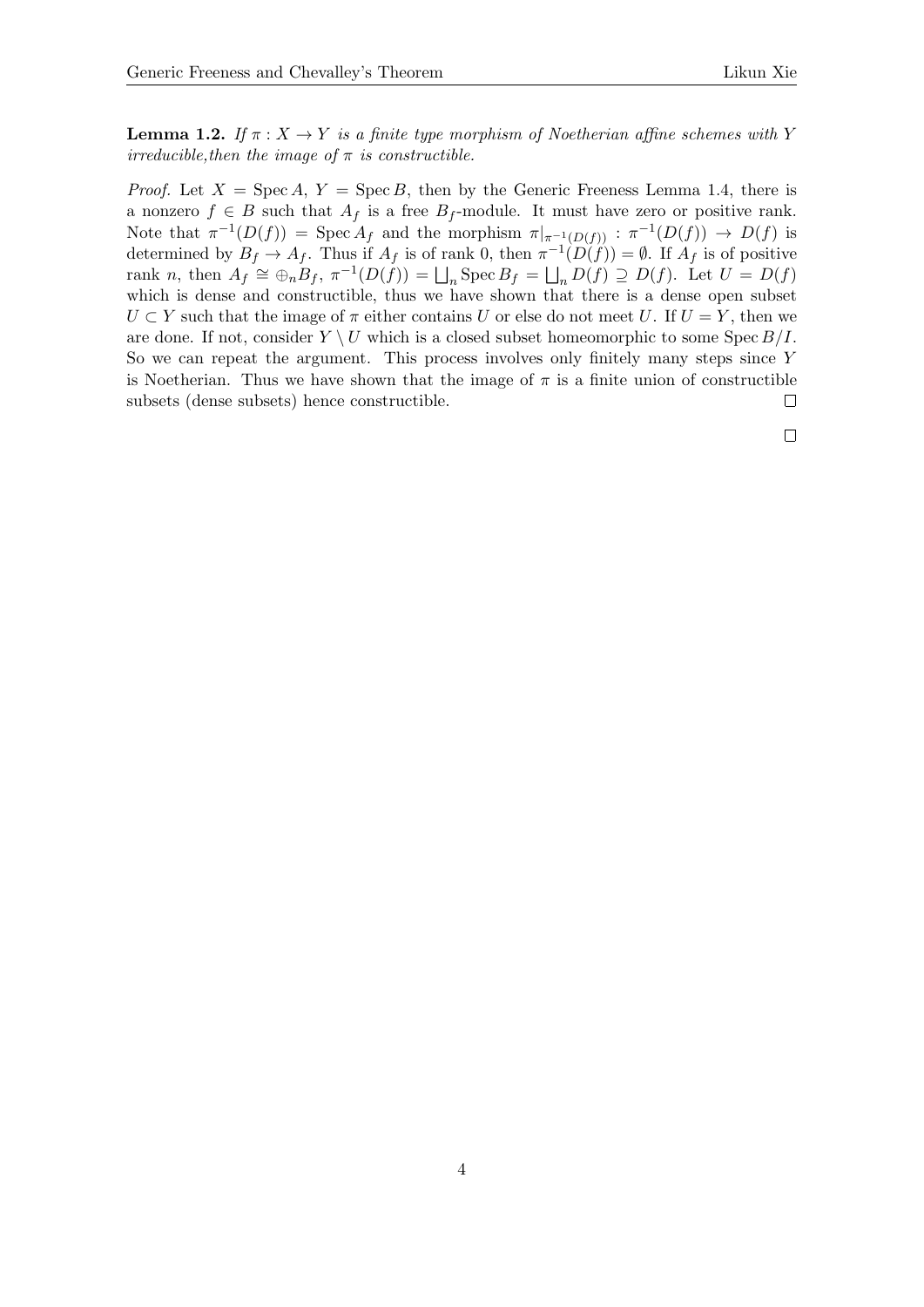**Lemma 1.2.** *If $\pi : X \to Y$ is a finite type morphism of Noetherian affine schemes with $Y$ irreducible,then the image of $\pi$ is constructible.*

*Proof.* Let $X = \operatorname{Spec} A$, $Y = \operatorname{Spec} B$, then by the Generic Freeness Lemma 1.4, there is a nonzero $f \in B$ such that $A_f$ is a free $B_f$-module. It must have zero or positive rank. Note that $\pi^{-1}(D(f)) = \operatorname{Spec} A_f$ and the morphism $\pi|_{\pi^{-1}(D(f))} : \pi^{-1}(D(f)) \to D(f)$ is determined by $B_f \to A_f$. Thus if $A_f$ is of rank 0, then $\pi^{-1}(D(f)) = \emptyset$. If $A_f$ is of positive rank $n$, then $A_f \cong \oplus_n B_f$, $\pi^{-1}(D(f)) = \bigsqcup_n \operatorname{Spec} B_f = \bigsqcup_n D(f) \supseteq D(f)$. Let $U = D(f)$ which is dense and constructible, thus we have shown that there is a dense open subset $U \subset Y$ such that the image of $\pi$ either contains $U$ or else do not meet $U$. If $U = Y$, then we are done. If not, consider $Y \setminus U$ which is a closed subset homeomorphic to some $\operatorname{Spec} B/I$. So we can repeat the argument. This process involves only finitely many steps since $Y$ is Noetherian. Thus we have shown that the image of $\pi$ is a finite union of constructible subsets (dense subsets) hence constructible. $\square$

$\square$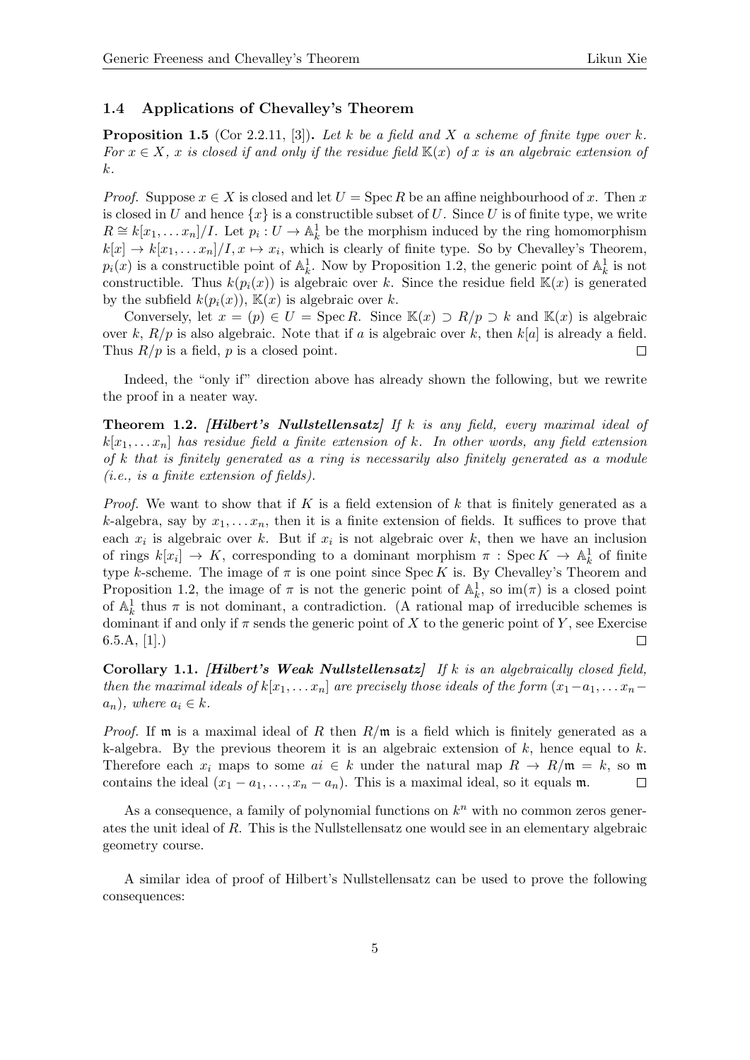### 1.4 Applications of Chevalley's Theorem

**Proposition 1.5** (Cor 2.2.11, [3])**.** *Let $k$ be a field and $X$ a scheme of finite type over $k$. For $x \in X$, $x$ is closed if and only if the residue field $\mathbb{K}(x)$ of $x$ is an algebraic extension of $k$.*

*Proof.* Suppose $x \in X$ is closed and let $U = \operatorname{Spec} R$ be an affine neighbourhood of $x$. Then $x$ is closed in $U$ and hence $\{x\}$ is a constructible subset of $U$. Since $U$ is of finite type, we write $R \cong k[x_1, \dots x_n]/I$. Let $p_i : U \to \mathbb{A}^1_k$ be the morphism induced by the ring homomorphism $k[x] \to k[x_1, \dots x_n]/I, x \mapsto x_i$, which is clearly of finite type. So by Chevalley's Theorem, $p_i(x)$ is a constructible point of $\mathbb{A}^1_k$. Now by Proposition 1.2, the generic point of $\mathbb{A}^1_k$ is not constructible. Thus $k(p_i(x))$ is algebraic over $k$. Since the residue field $\mathbb{K}(x)$ is generated by the subfield $k(p_i(x))$, $\mathbb{K}(x)$ is algebraic over $k$.

Conversely, let $x = (p) \in U = \operatorname{Spec} R$. Since $\mathbb{K}(x) \supset R/p \supset k$ and $\mathbb{K}(x)$ is algebraic over $k$, $R/p$ is also algebraic. Note that if $a$ is algebraic over $k$, then $k[a]$ is already a field. Thus $R/p$ is a field, $p$ is a closed point. $\square$

Indeed, the "only if" direction above has already shown the following, but we rewrite the proof in a neater way.

**Theorem 1.2.** ***[Hilbert's Nullstellensatz]*** *If $k$ is any field, every maximal ideal of $k[x_1, \dots x_n]$ has residue field a finite extension of $k$. In other words, any field extension of $k$ that is finitely generated as a ring is necessarily also finitely generated as a module (i.e., is a finite extension of fields).*

*Proof.* We want to show that if $K$ is a field extension of $k$ that is finitely generated as a $k$-algebra, say by $x_1, \dots x_n$, then it is a finite extension of fields. It suffices to prove that each $x_i$ is algebraic over $k$. But if $x_i$ is not algebraic over $k$, then we have an inclusion of rings $k[x_i] \to K$, corresponding to a dominant morphism $\pi : \operatorname{Spec} K \to \mathbb{A}^1_k$ of finite type $k$-scheme. The image of $\pi$ is one point since $\operatorname{Spec} K$ is. By Chevalley's Theorem and Proposition 1.2, the image of $\pi$ is not the generic point of $\mathbb{A}^1_k$, so $\operatorname{im}(\pi)$ is a closed point of $\mathbb{A}^1_k$ thus $\pi$ is not dominant, a contradiction. (A rational map of irreducible schemes is dominant if and only if $\pi$ sends the generic point of $X$ to the generic point of $Y$, see Exercise 6.5.A, [1].) $\square$

**Corollary 1.1.** ***[Hilbert's Weak Nullstellensatz]*** *If $k$ is an algebraically closed field, then the maximal ideals of $k[x_1, \dots x_n]$ are precisely those ideals of the form $(x_1 - a_1, \dots x_n - a_n)$, where $a_i \in k$.*

*Proof.* If $\mathfrak{m}$ is a maximal ideal of $R$ then $R/\mathfrak{m}$ is a field which is finitely generated as a k-algebra. By the previous theorem it is an algebraic extension of $k$, hence equal to $k$. Therefore each $x_i$ maps to some $ai \in k$ under the natural map $R \to R/\mathfrak{m} = k$, so $\mathfrak{m}$ contains the ideal $(x_1 - a_1, \dots, x_n - a_n)$. This is a maximal ideal, so it equals $\mathfrak{m}$. $\square$

As a consequence, a family of polynomial functions on $k^n$ with no common zeros generates the unit ideal of $R$. This is the Nullstellensatz one would see in an elementary algebraic geometry course.

A similar idea of proof of Hilbert's Nullstellensatz can be used to prove the following consequences: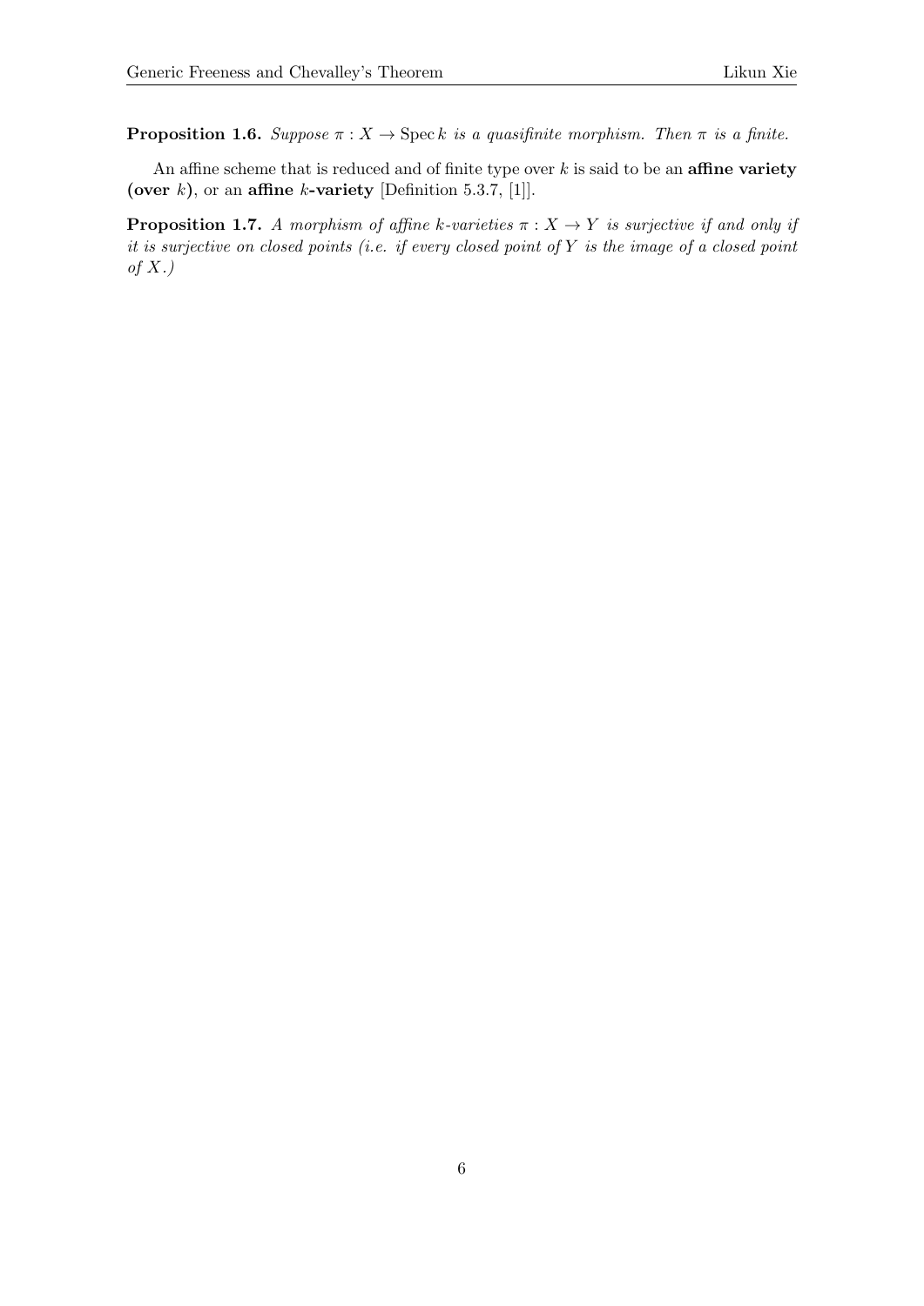**Proposition 1.6.** *Suppose $\pi : X \to \operatorname{Spec} k$ is a quasifinite morphism. Then $\pi$ is a finite.*

An affine scheme that is reduced and of finite type over $k$ is said to be an **affine variety (over $k$)**, or an **affine $k$-variety** [Definition 5.3.7, [1]].

**Proposition 1.7.** *A morphism of affine $k$-varieties $\pi : X \to Y$ is surjective if and only if it is surjective on closed points (i.e. if every closed point of $Y$ is the image of a closed point of $X$.)*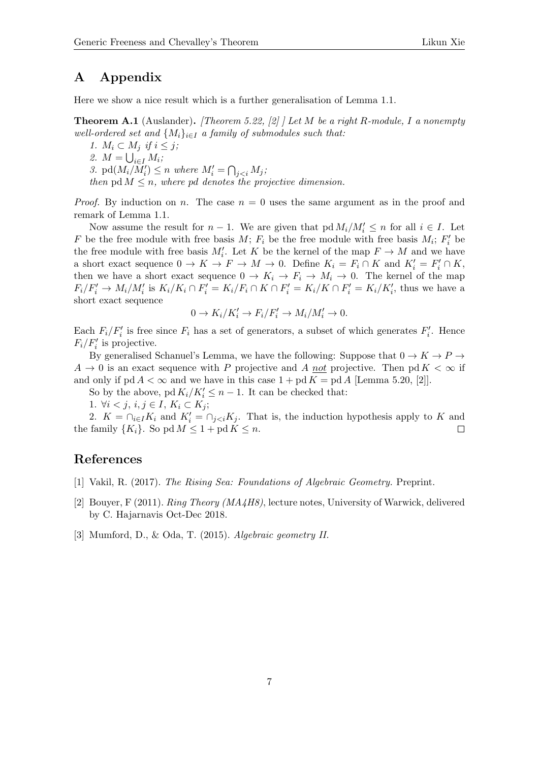# A Appendix

Here we show a nice result which is a further generalisation of Lemma 1.1.

**Theorem A.1** (Auslander)**.** *[Theorem 5.22, [2] ] Let $M$ be a right $R$-module, $I$ a nonempty well-ordered set and $\{M_i\}_{i \in I}$ a family of submodules such that:*

*1. $M_i \subset M_j$ if $i \leq j$;*
*2. $M = \bigcup_{i \in I} M_i$;*
*3. $\mathrm{pd}(M_i/M_i') \leq n$ where $M_i' = \bigcap_{j<i} M_j$;*
*then $\mathrm{pd}\, M \leq n$, where pd denotes the projective dimension.*

*Proof.* By induction on $n$. The case $n = 0$ uses the same argument as in the proof and remark of Lemma 1.1.

Now assume the result for $n - 1$. We are given that $\mathrm{pd}\, M_i/M_i' \leq n$ for all $i \in I$. Let $F$ be the free module with free basis $M$; $F_i$ be the free module with free basis $M_i$; $F_i'$ be the free module with free basis $M_i'$. Let $K$ be the kernel of the map $F \to M$ and we have a short exact sequence $0 \to K \to F \to M \to 0$. Define $K_i = F_i \cap K$ and $K_i' = F_i' \cap K$, then we have a short exact sequence $0 \to K_i \to F_i \to M_i \to 0$. The kernel of the map $F_i/F_i' \to M_i/M_i'$ is $K_i/K_i \cap F_i' = K_i/F_i \cap K \cap F_i' = K_i/K \cap F_i' = K_i/K_i'$, thus we have a short exact sequence

$$0 \to K_i/K_i' \to F_i/F_i' \to M_i/M_i' \to 0.$$

Each $F_i/F_i'$ is free since $F_i$ has a set of generators, a subset of which generates $F_i'$. Hence $F_i/F_i'$ is projective.

By generalised Schanuel's Lemma, we have the following: Suppose that $0 \to K \to P \to A \to 0$ is an exact sequence with $P$ projective and $A$ <u>*not*</u> projective. Then $\mathrm{pd}\, K < \infty$ if and only if $\mathrm{pd}\, A < \infty$ and we have in this case $1 + \mathrm{pd}\, K = \mathrm{pd}\, A$ [Lemma 5.20, [2]].

So by the above, $\mathrm{pd}\, K_i/K_i' \leq n - 1$. It can be checked that:

1. $\forall i < j$, $i, j \in I$, $K_i \subset K_j$;

2. $K = \cap_{i \in I} K_i$ and $K_i' = \cap_{j<i} K_j$. That is, the induction hypothesis apply to $K$ and the family $\{K_i\}$. So $\mathrm{pd}\, M \leq 1 + \mathrm{pd}\, K \leq n$. □

# References

[1] Vakil, R. (2017). *The Rising Sea: Foundations of Algebraic Geometry*. Preprint.

[2] Bouyer, F (2011). *Ring Theory (MA4H8)*, lecture notes, University of Warwick, delivered by C. Hajarnavis Oct-Dec 2018.

[3] Mumford, D., & Oda, T. (2015). *Algebraic geometry II.*